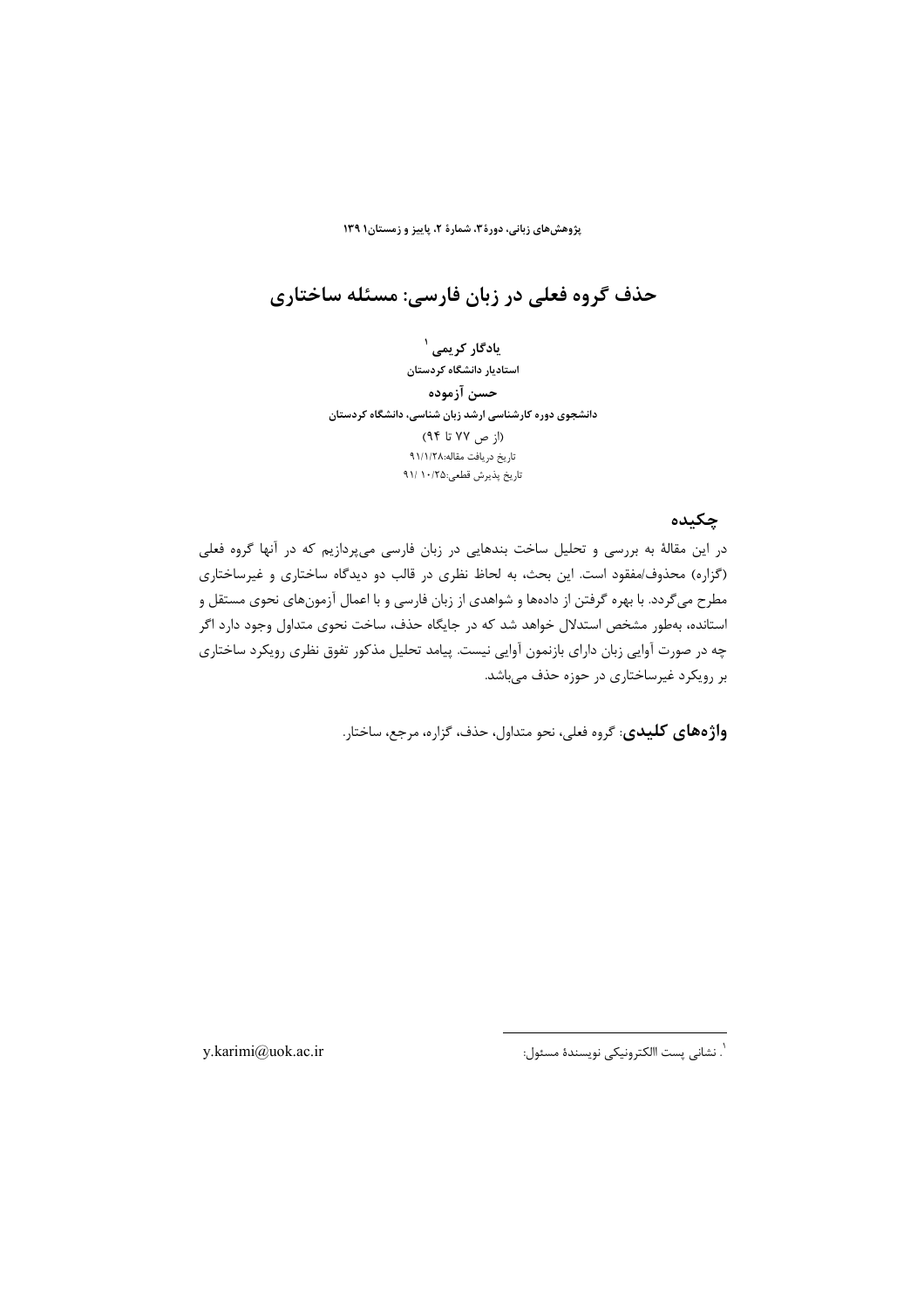# حذف گروه فعلی در زبان فارسی: مسئله ساختاری

**یادگار کریمی** [1]

**استادیار دانشگاه کردستان**

**حسن آزموده**

**دانشجوی دوره کارشناسی ارشد زبان شناسی، دانشگاه کردستان**

(از ص ۷۷ تا ۹۴)

تاریخ دریافت مقاله:۹۱/۱/۲۸

تاریخ پذیرش قطعی:۹۱/ ۱۰/۲۵

## چکیده

در این مقالهٔ به بررسی و تحلیل ساخت بندهایی در زبان فارسی می‌پردازیم که در آنها گروه فعلی (گزاره) محذوف/مفقود است. این بحث، به لحاظ نظری در قالب دو دیدگاه ساختاری و غیرساختاری مطرح می‌گردد. با بهره گرفتن از داده‌ها و شواهدی از زبان فارسی و با اعمال آزمون‌های نحوی مستقل و استانده، به‌طور مشخص استدلال خواهد شد که در جایگاه حذف، ساخت نحوی متداول وجود دارد اگر چه در صورت آوایی زبان دارای بازنمون آوایی نیست. پیامد تحلیل مذکور تفوق نظری رویکرد ساختاری بر رویکرد غیرساختاری در حوزه حذف می‌باشد.

**واژه‌های کلیدی**: گروه فعلی، نحو متداول، حذف، گزاره، مرجع، ساختار.

---

[1]. نشانی پست االکترونیکی نویسندهٔ مسئول: y.karimi@uok.ac.ir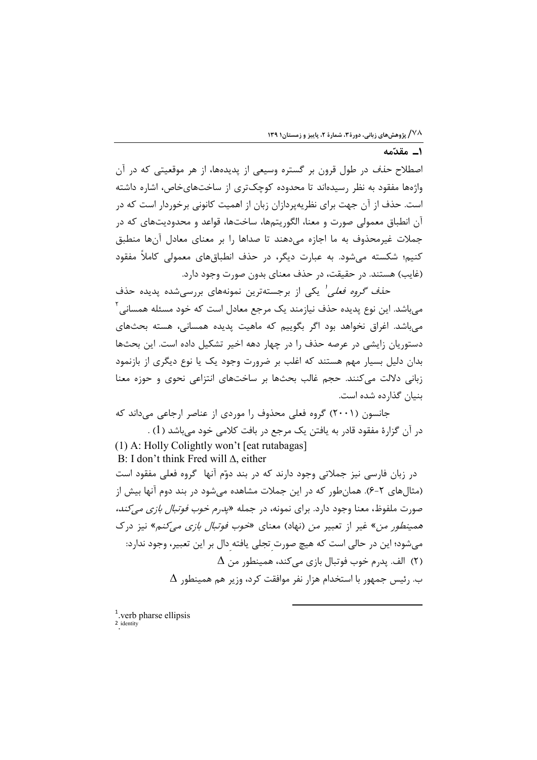## ۱ـ مقدّمه

اصطلاح *حذف* در طول قرون بر گستره وسیعی از پدیده‌ها، از هر موقعیتی که در آن واژه‌ها مفقود به نظر رسیده‌اند تا محدوده کوچک‌تری از ساخت‌های‌خاص، اشاره داشته است. حذف از آن جهت برای نظریه‌پردازان زبان از اهمیت کانونی برخوردار است که در آن انطباق معمولی صورت و معنا، ساخت‌ها، الگوریتم‌ها، قواعد و محدودیت‌های که در جملات غیرمحذوف به ما اجازه می‌دهند تا صداها را بر معنای معادل آن‌ها منطبق کنیم؛ شکسته می‌شود. به عبارت دیگر، در حذف انطباق‌های معمولی کاملاً مفقود (غایب) هستند. در حقیقت، در حذف معنای بدون صورت وجود دارد.

*حذف گروه فعلی*[1] یکی از برجسته‌ترین نمونه‌های بررسی‌شده پدیده حذف می‌باشد. این نوع پدیده حذف نیازمند یک مرجع معادل است که خود مسئله همسانی[2] می‌باشد. اغراق نخواهد بود اگر بگوییم که ماهیت پدیده همسانی، هسته بحث‌های دستوریان زایشی در عرصه حذف را در چهار دهه اخیر تشکیل داده است. این بحث‌ها بدان دلیل بسیار مهم هستند که اغلب بر ضرورت وجود یک یا نوع دیگری از بازنمود زبانی دلالت می‌کنند. حجم غالب بحث‌ها بر ساخت‌های انتزاعی نحوی و حوزه معنا بنیان گذارده شده است.

جانسون (۲۰۰۱) گروه فعلی محذوف را موردی از عناصر ارجاعی می‌داند که در آن گزارهٔ مفقود قادر به یافتن یک مرجع در بافت کلامی خود می‌باشد (1) .

(1) A: Holly Colightly won't [eat rutabagas]

B: I don't think Fred will Δ, either

در زبان فارسی نیز جملاتی وجود دارند که در بند دوّم آنها گروه فعلی مفقود است (مثال‌های ۲-۶). همان‌طور که در این جملات مشاهده می‌شود در بند دوم آنها بیش از صورت ملفوظ، معنا وجود دارد. برای نمونه، در جمله «*پدرم خوب فوتبال بازی می‌کند، همینطور من*» غیر از تعبیر من (نهاد) معنای «*خوب فوتبال بازی می‌کنم*» نیز درک می‌شود؛ این در حالی است که هیچ صورتِ تجلی یافتهِ دال بر این تعبیر، وجود ندارد:

(۲) الف. پدرم خوب فوتبال بازی می‌کند، همینطور من Δ

ب. رئیس جمهور با استخدام هزار نفر موافقت کرد، وزیر هم همینطور Δ

---

[1] verb pharse ellipsis

[2] identity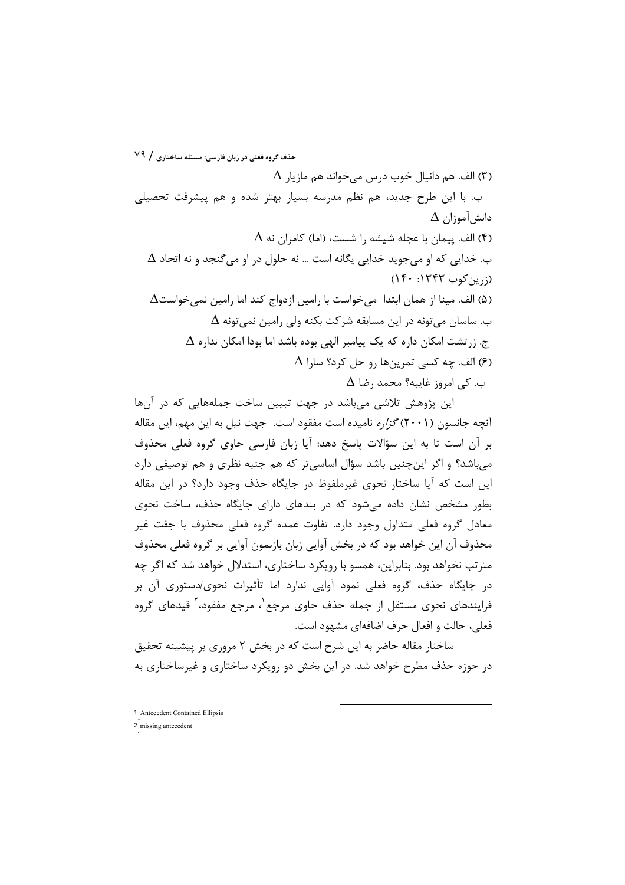(۳) الف. هم دانیال خوب درس می‌خواند هم مازیار $\Delta$

ب. با این طرح جدید، هم نظم مدرسه بسیار بهتر شده و هم پیشرفت تحصیلی دانش‌آموزان $\Delta$

(۴) الف. پیمان با عجله شیشه را شست، (اما) کامران نه $\Delta$

ب. خدایی که او می‌جوید خدایی یگانه است ... نه حلول در او می‌گنجد و نه اتحاد $\Delta$ (زرین‌کوب ۱۳۴۳: ۱۴۰)

(۵) الف. مینا از همان ابتدا می‌خواست با رامین ازدواج کند اما رامین نمی‌خواست$\Delta$

ب. ساسان می‌تونه در این مسابقه شرکت بکنه ولی رامین نمی‌تونه $\Delta$

ج. زرتشت امکان داره که یک پیامبر الهی بوده باشد اما بودا امکان نداره $\Delta$

(۶) الف. چه کسی تمرین‌ها رو حل کرد؟ سارا $\Delta$

ب. کی امروز غایبه؟ محمد رضا $\Delta$

این پژوهش تلاشی می‌باشد در جهت تبیین ساخت جمله‌هایی که در آن‌ها آنچه جانسون (۲۰۰۱) *گزاره* نامیده است مفقود است. جهت نیل به این مهم، این مقاله بر آن است تا به این سؤالات پاسخ دهد: آیا زبان فارسی حاوی گروه فعلی محذوف می‌باشد؟ و اگر این‌چنین باشد سؤال اساسی‌تر که هم جنبه نظری و هم توصیفی دارد این است که آیا ساختار نحوی غیرملفوظ در جایگاه حذف وجود دارد؟ در این مقاله بطور مشخص نشان داده می‌شود که در بندهای دارای جایگاه حذف، ساخت نحوی معادل گروه فعلی متداول وجود دارد. تفاوت عمده گروه فعلی محذوف با جفت غیر محذوف آن این خواهد بود که در بخش آوایی زبان بازنمون آوایی بر گروه فعلی محذوف مترتب نخواهد بود. بنابراین، همسو با رویکرد ساختاری، استدلال خواهد شد که اگر چه در جایگاه حذف، گروه فعلی نمود آوایی ندارد اما تأثیرات نحوی/دستوری آن بر فرایندهای نحوی مستقل از جمله حذف حاوی مرجع[1]، مرجع مفقود،[2] قیدهای گروه فعلی، حالت و افعال حرف اضافه‌ای مشهود است.

ساختار مقاله حاضر به این شرح است که در بخش ۲ مروری بر پیشینه تحقیق در حوزه حذف مطرح خواهد شد. در این بخش دو رویکرد ساختاری و غیرساختاری به

---

1. Antecedent Contained Ellipsis
2. missing antecedent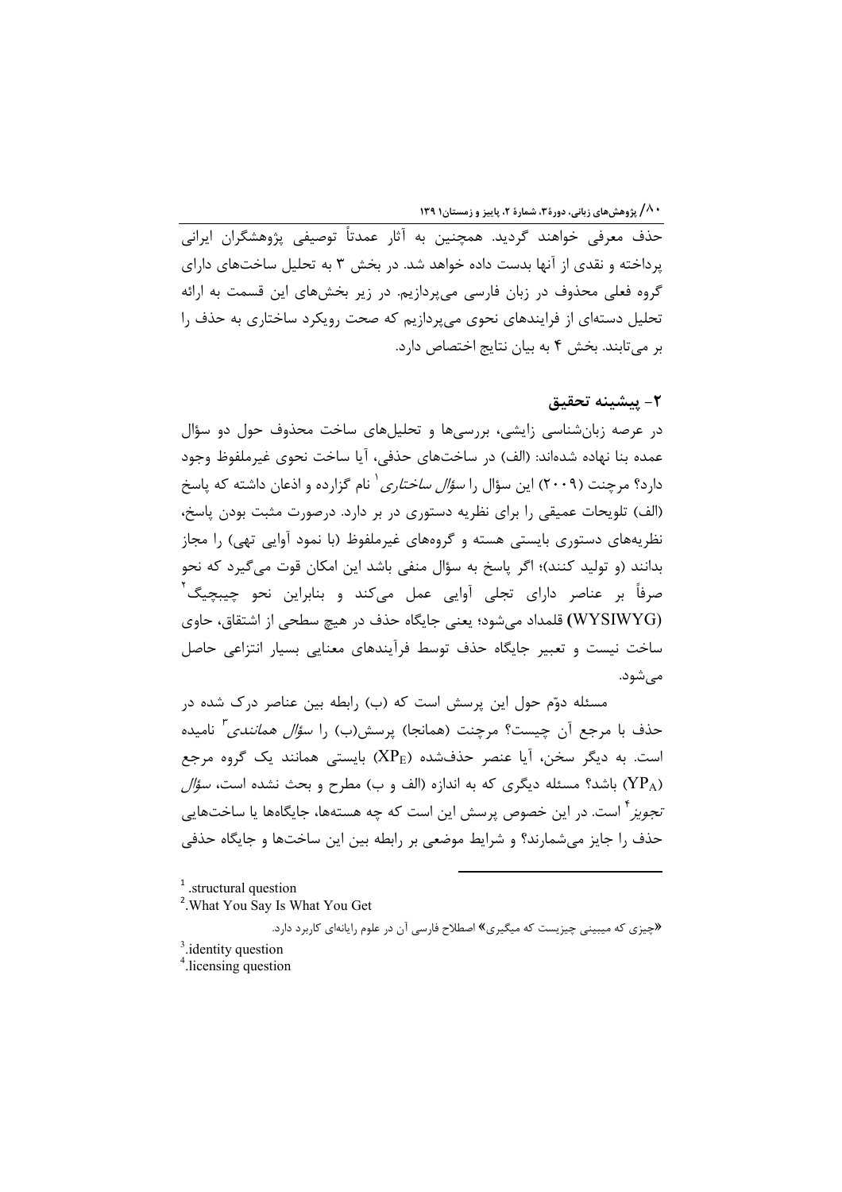حذف معرفی خواهند گردید. همچنین به آثار عمدتاً توصیفی پژوهشگران ایرانی پرداخته و نقدی از آنها بدست داده خواهد شد. در بخش ۳ به تحلیل ساخت‌های دارای گروه فعلی محذوف در زبان فارسی می‌پردازیم. در زیر بخش‌های این قسمت به ارائه تحلیل دسته‌ای از فرایندهای نحوی می‌پردازیم که صحت رویکرد ساختاری به حذف را بر می‌تابند. بخش ۴ به بیان نتایج اختصاص دارد.

## ۲- پیشینه تحقیق

در عرصه زبان‌شناسی زایشی، بررسی‌ها و تحلیل‌های ساخت محذوف حول دو سؤال عمده بنا نهاده شده‌اند: (الف) در ساخت‌های حذفی، آیا ساخت نحوی غیرملفوظ وجود دارد؟ مرچنت (۲۰۰۹) این سؤال را *سؤال ساختاری*[1] نام گزارده و اذعان داشته که پاسخ (الف) تلویحات عمیقی را برای نظریه دستوری در بر دارد. درصورت مثبت بودن پاسخ، نظریه‌های دستوری بایستی هسته و گروه‌های غیرملفوظ (با نمود آوایی تهی) را مجاز بدانند (و تولید کنند)؛ اگر پاسخ به سؤال منفی باشد این امکان قوت می‌گیرد که نحو صرفاً بر عناصر دارای تجلی آوایی عمل می‌کند و بنابراین نحو چیبچیگ[2] (WYSIWYG) قلمداد می‌شود؛ یعنی جایگاه حذف در هیچ سطحی از اشتقاق، حاوی ساخت نیست و تعبیر جایگاه حذف توسط فرآیندهای معنایی بسیار انتزاعی حاصل می‌شود.

مسئله دوّم حول این پرسش است که (ب) رابطه بین عناصر درک شده در حذف با مرجع آن چیست؟ مرچنت (همانجا) پرسش(ب) را *سؤال همانندی*[3] نامیده است. به دیگر سخن، آیا عنصر حذف‌شده ($XP_E$) بایستی همانند یک گروه مرجع ($YP_A$) باشد؟ مسئله دیگری که به اندازه (الف و ب) مطرح و بحث نشده است، *سؤال تجویز*[4] است. در این خصوص پرسش این است که چه هسته‌ها، جایگاه‌ها یا ساخت‌هایی حذف را جایز می‌شمارند؟ و شرایط موضعی بر رابطه بین این ساخت‌ها و جایگاه حذفی

---

[1] .structural question

[2] .What You Say Is What You Get

«چیزی که میبینی چیزیست که میگیری» اصطلاح فارسی آن در علوم رایانه‌ای کاربرد دارد.

[3] .identity question

[4] .licensing question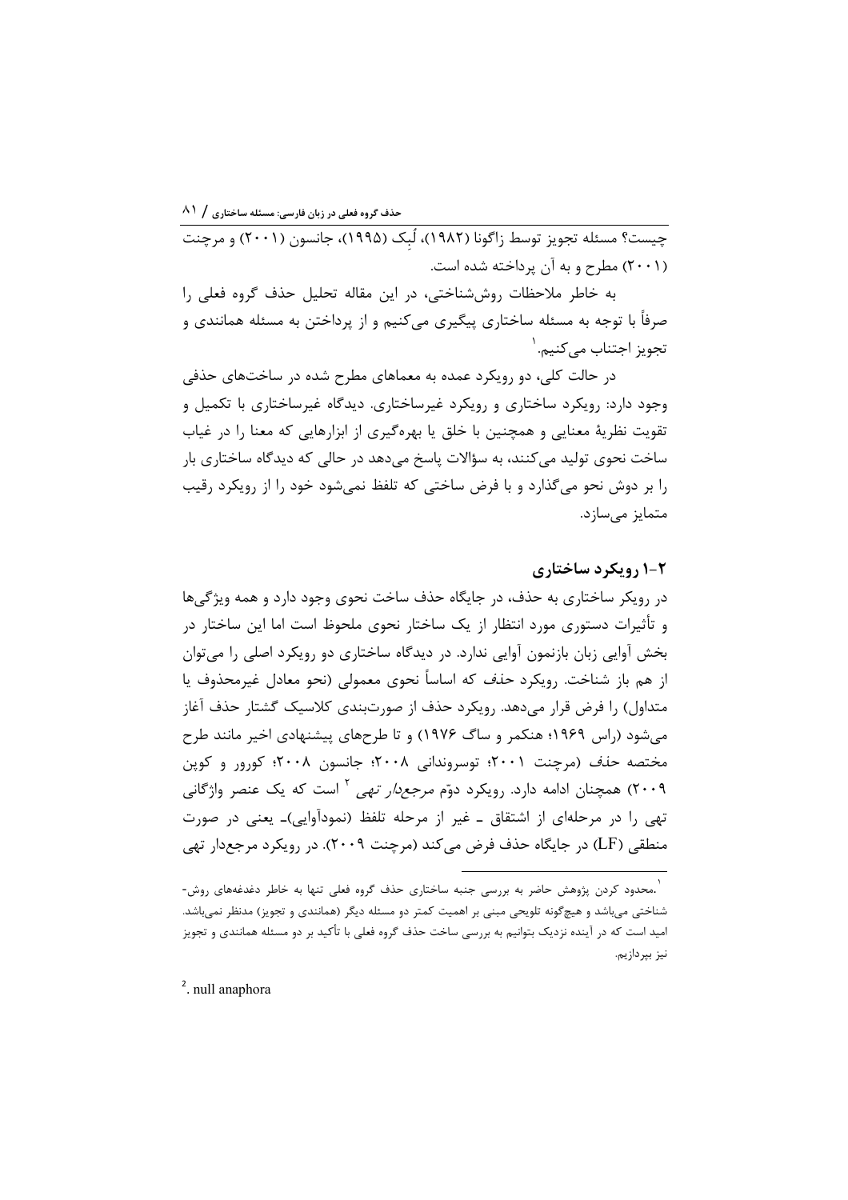چیست؟ مسئله تجویز توسط زاگونا (۱۹۸۲)، لُبِک (۱۹۹۵)، جانسون (۲۰۰۱) و مرچنت (۲۰۰۱) مطرح و به آن پرداخته شده است.

به خاطر ملاحظات روش‌شناختی، در این مقاله تحلیل حذف گروه فعلی را صرفاً با توجه به مسئله ساختاری پیگیری می‌کنیم و از پرداختن به مسئله همانندی و تجویز اجتناب می‌کنیم.[1]

در حالت کلی، دو رویکرد عمده به معماهای مطرح شده در ساخت‌های حذفی وجود دارد: رویکرد ساختاری و رویکرد غیرساختاری. دیدگاه غیرساختاری با تکمیل و تقویت نظریهٔ معنایی و همچنین با خلق یا بهره‌گیری از ابزارهایی که معنا را در غیاب ساخت نحوی تولید می‌کنند، به سؤالات پاسخ می‌دهد در حالی که دیدگاه ساختاری بار را بر دوش نحو می‌گذارد و با فرض ساختی که تلفظ نمی‌شود خود را از رویکرد رقیب متمایز می‌سازد.

## ۲-۱ رویکرد ساختاری

در رویکر ساختاری به حذف، در جایگاه حذف ساخت نحوی وجود دارد و همه ویژگی‌ها و تأثیرات دستوری مورد انتظار از یک ساختار نحوی ملحوظ است اما این ساختار در بخش آوایی زبان بازنمون آوایی ندارد. در دیدگاه ساختاری دو رویکرد اصلی را می‌توان از هم باز شناخت. رویکرد *حذف* که اساساً نحوی معمولی (نحو معادل غیرمحذوف یا متداول) را فرض قرار می‌دهد. رویکرد حذف از صورت‌بندی کلاسیک گشتار حذف آغاز می‌شود (راس ۱۹۶۹؛ هنکمر و ساگ ۱۹۷۶) و تا طرح‌های پیشنهادی اخیر مانند طرح مختصه *حذف* (مرچنت ۲۰۰۱؛ توسروندانی ۲۰۰۸؛ جانسون ۲۰۰۸؛ کورور و کوپن ۲۰۰۹) همچنان ادامه دارد. رویکرد دوّم *مرجع‌دار تهی*[2] است که یک عنصر واژگانی تهی را در مرحله‌ای از اشتقاق ـ غیر از مرحله تلفظ (نمودآوایی)ـ یعنی در صورت منطقی (LF) در جایگاه حذف فرض می‌کند (مرچنت ۲۰۰۹). در رویکرد مرجع‌دار تهی

---

[1] .محدود کردن پژوهش حاضر به بررسی جنبه ساختاری حذف گروه فعلی تنها به خاطر دغدغه‌های روش-شناختی می‌باشد و هیچ‌گونه تلویحی مبنی بر اهمیت کمتر دو مسئله دیگر (همانندی و تجویز) مدنظر نمی‌باشد. امید است که در آینده نزدیک بتوانیم به بررسی ساخت حذف گروه فعلی با تأکید بر دو مسئله همانندی و تجویز نیز بپردازیم.

[2] . null anaphora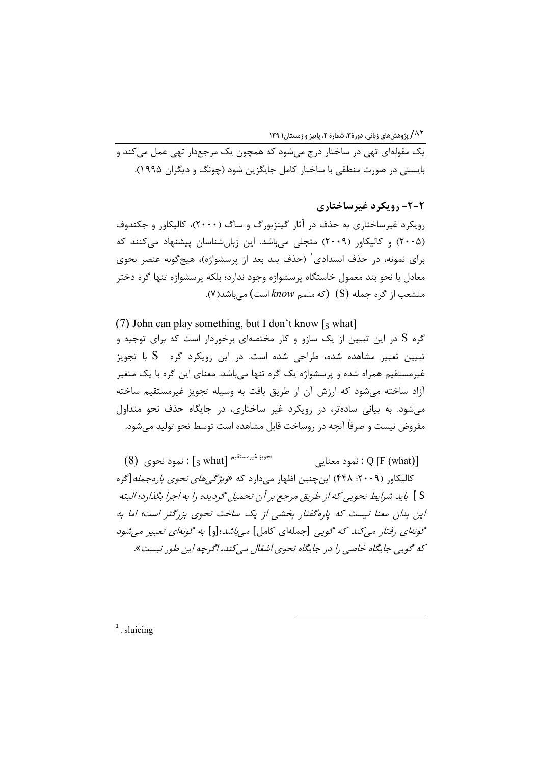یک مقوله‌ای تهی در ساختار درج می‌شود که همچون یک مرجع‌دار تهی عمل می‌کند و بایستی در صورت منطقی با ساختار کامل جایگزین شود (چونگ و دیگران ۱۹۹۵).

## ۲-۲- رویکرد غیرساختاری

رویکرد غیرساختاری به حذف در آثار گینزبورگ و ساگ (۲۰۰۰)، کالیکاور و جکندوف (۲۰۰۵) و کالیکاور (۲۰۰۹) متجلی می‌باشد. این زبان‌شناسان پیشنهاد می‌کنند که برای نمونه، در حذف انسدادی[1] (حذف بند بعد از پرسشواژه)، هیچ‌گونه عنصر نحوی معادل با نحو بند معمول خاستگاه پرسشواژه وجود ندارد؛ بلکه پرسشواژه تنها گره دختر منشعب از گره جمله (S) (که متمم *know* است) می‌باشد(۷).

(7) John can play something, but I don't know [$_S$ what]

گره S در این تبیین از یک سازو و کار مختصه‌ای برخوردار است که برای توجیه و تبیین تعبیر مشاهده شده، طراحی شده است. در این رویکرد گره S با تجویز غیرمستقیم همراه شده و پرسشواژه یک گره تنها می‌باشد. معنای این گره با یک متغیر آزاد ساخته می‌شود که ارزش آن از طریق بافت به وسیله تجویز غیرمستقیم ساخته می‌شود. به بیانی ساده‌تر، در رویکرد غیر ساختاری، در جایگاه حذف نحو متداول مفروض نیست و صرفاً آنچه در روساخت قابل مشاهده است توسط نحو تولید می‌شود.

(8) نمود نحوی : [$_S$ what] $^{\text{تجویز غیرمستقیم}}$ نمود معنایی : Q [F (what)]

کالیکاور (۲۰۰۹: ۴۴۸) این‌چنین اظهار می‌دارد که «*ویژگی‌های نحوی پاره‌جمله* [گره S ] *باید شرایط نحویی که از طریق مرجع بر آن تحمیل گردیده را به اجرا بگذارد؛ البته این بدان معنا نیست که پاره‌گفتار بخشی از یک ساخت نحوی بزرگتر است؛ اما به گونه‌ای رفتار می‌کند که گویی* [جمله‌ای کامل] *می‌باشد؛*[و] *به گونه‌ای تعبیر می‌شود که گویی جایگاه خاصی را در جایگاه نحوی اشغال می‌کند، اگرچه این طور نیست*».

---

[1]. sluicing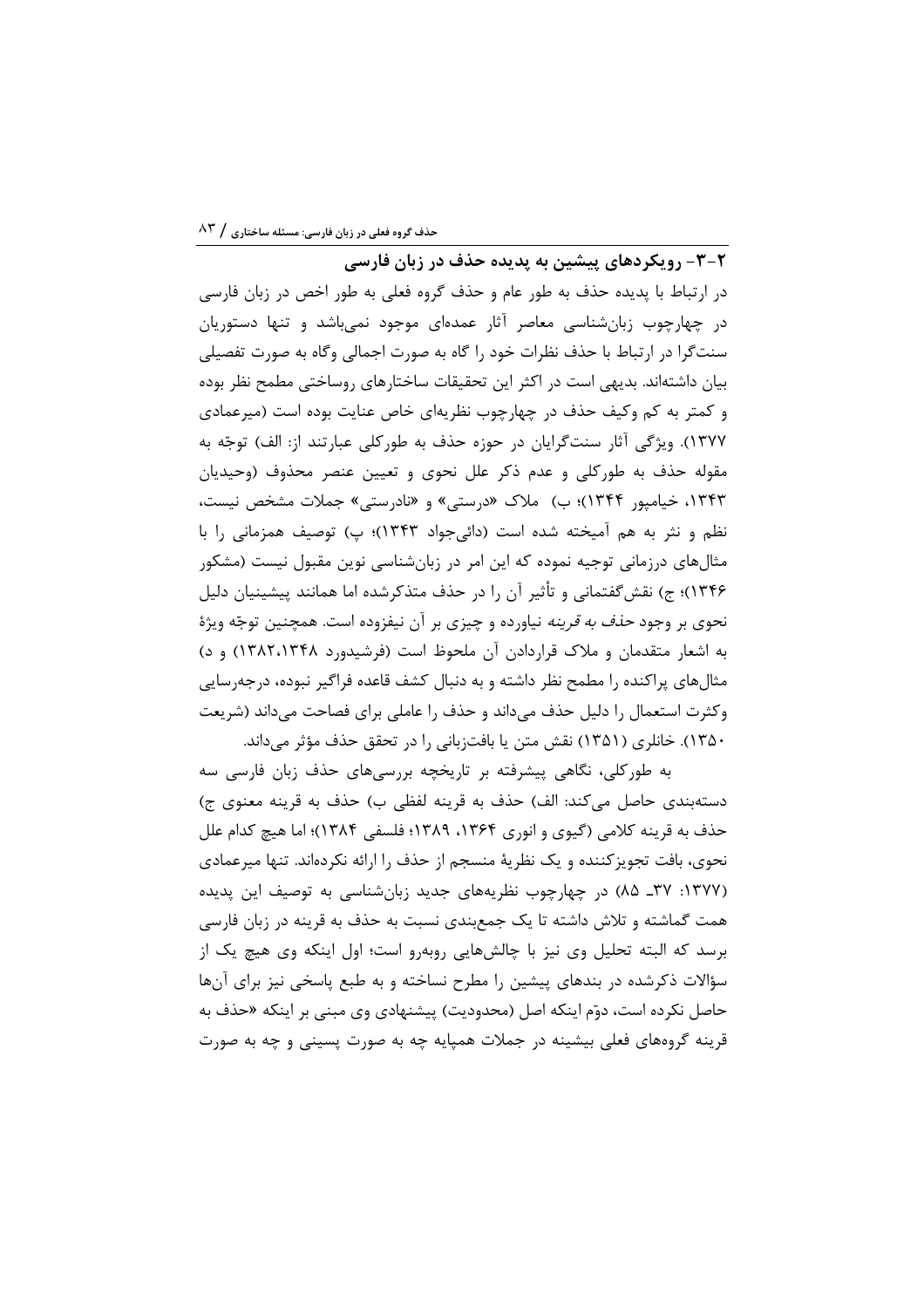## ۲-۳- رویکردهای پیشین به پدیده حذف در زبان فارسی

در ارتباط با پدیده حذف به طور عام و حذف گروه فعلی به طور اخص در زبان فارسی در چهارچوب زبان‌شناسی معاصر آثار عمده‌ای موجود نمی‌باشد و تنها دستوریان سنت‌گرا در ارتباط با حذف نظرات خود را گاه به صورت اجمالی وگاه به صورت تفصیلی بیان داشته‌اند. بدیهی است در اکثر این تحقیقات ساختارهای روساختی مطمح نظر بوده و کمتر به کم وکیف حذف در چهارچوب نظریه‌ای خاص عنایت بوده است (میرعمادی ۱۳۷۷). ویژگی آثار سنت‌گرایان در حوزه حذف به طورکلی عبارتند از: الف) توجّه به مقوله حذف به طورکلی و عدم ذکر علل نحوی و تعیین عنصر محذوف (وحیدیان ۱۳۴۳، خیامپور ۱۳۴۴)؛ ب) ملاک «درستی» و «نادرستی» جملات مشخص نیست، نظم و نثر به هم آمیخته شده است (دائی‌جواد ۱۳۴۳)؛ پ) توصیف همزمانی را با مثال‌های درزمانی توجیه نموده که این امر در زبان‌شناسی نوین مقبول نیست (مشکور ۱۳۴۶)؛ ج) نقش‌گفتمانی و تأثیر آن را در حذف متذکرشده اما همانند پیشینیان دلیل نحوی بر وجود *حذف به قرینه* نیاورده و چیزی بر آن نیفزوده است. همچنین توجّه ویژهٔ به اشعار متقدمان و ملاک قراردادن آن ملحوظ است (فرشیدورد ۱۳۸۲،۱۳۴۸) و د) مثال‌های پراکنده را مطمح نظر داشته و به دنبال کشف قاعده فراگیر نبوده، درجه‌رسایی وکثرت استعمال را دلیل حذف می‌داند و حذف را عاملی برای فصاحت می‌داند (شریعت ۱۳۵۰). خانلری (۱۳۵۱) نقش متن یا بافت‌زبانی را در تحقق حذف مؤثر می‌داند.

به طورکلی، نگاهی پیشرفته بر تاریخچه بررسی‌های حذف زبان فارسی سه دسته‌بندی حاصل می‌کند: الف) حذف به قرینه لفظی ب) حذف به قرینه معنوی ج) حذف به قرینه کلامی (گیوی و انوری ۱۳۶۴، ۱۳۸۹؛ فلسفی ۱۳۸۴)؛ اما هیچ کدام علل نحوی، بافت تجویزکننده و یک نظریهٔ منسجم از حذف را ارائه نکرده‌اند. تنها میرعمادی (۱۳۷۷: ۳۷ـ ۸۵) در چهارچوب نظریه‌های جدید زبان‌شناسی به توصیف این پدیده همت گماشته و تلاش داشته تا یک جمع‌بندی نسبت به حذف به قرینه در زبان فارسی برسد که البته تحلیل وی نیز با چالش‌هایی روبه‌رو است؛ اول اینکه وی هیچ یک از سؤالات ذکرشده در بندهای پیشین را مطرح نساخته و به طبع پاسخی نیز برای آن‌ها حاصل نکرده است، دوّم اینکه اصل (محدودیت) پیشنهادی وی مبنی بر اینکه «حذف به قرینه گروه‌های فعلی بیشینه در جملات همپایه چه به صورت پسینی و چه به صورت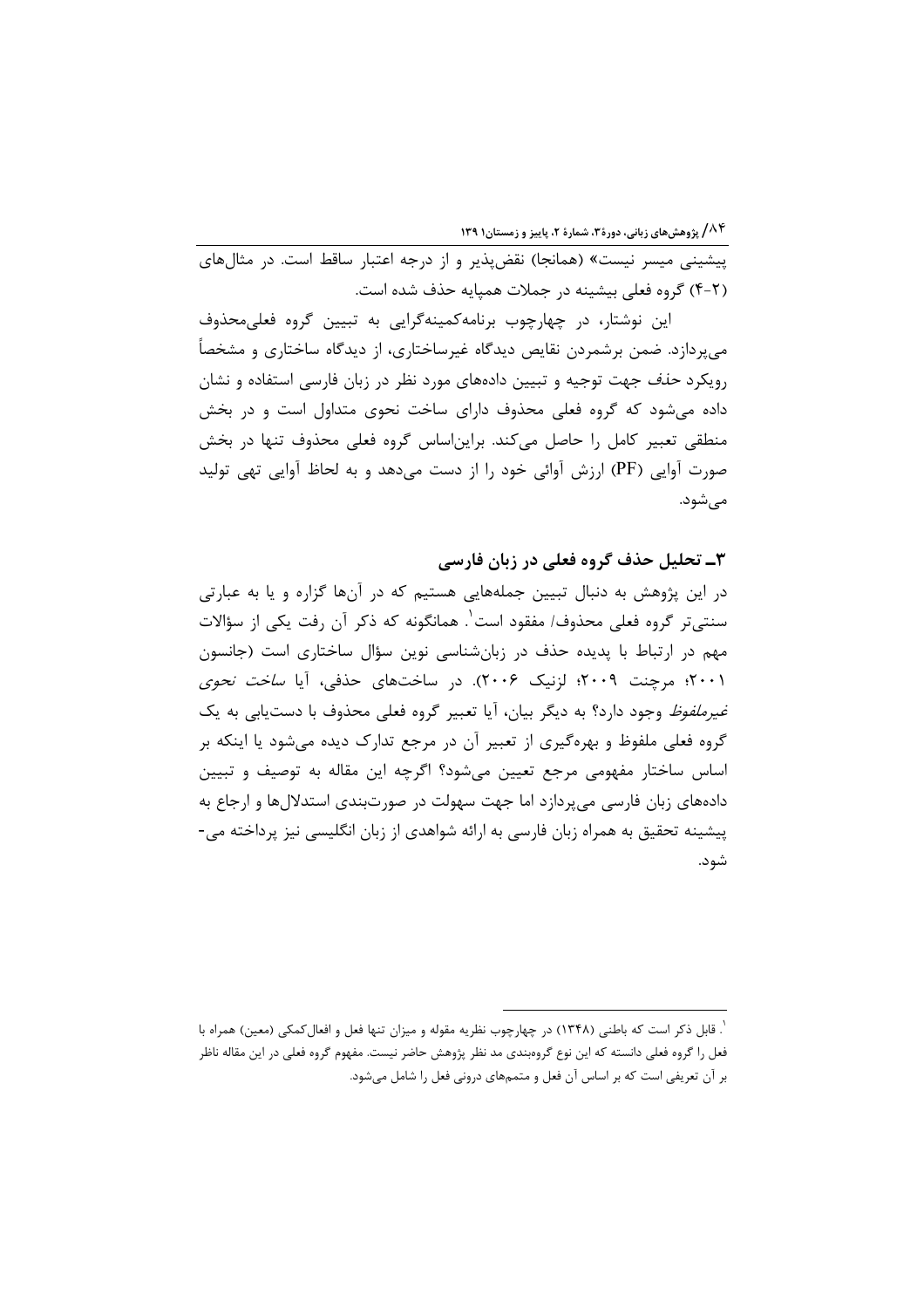پیشینی میسر نیست» (همانجا) نقض‌پذیر و از درجه اعتبار ساقط است. در مثال‌های (۲-۴) گروه فعلی بیشینه در جملات همپایه حذف شده است.

این نوشتار، در چهارچوب برنامه‌کمینه‌گرایی به تبیین گروه فعلی‌محذوف می‌پردازد. ضمن برشمردن نقایص دیدگاه غیرساختاری، از دیدگاه ساختاری و مشخصاً رویکرد حذف جهت توجیه و تبیین داده‌های مورد نظر در زبان فارسی استفاده و نشان داده می‌شود که گروه فعلی محذوف دارای ساخت نحوی متداول است و در بخش منطقی تعبیر کامل را حاصل می‌کند. براین‌اساس گروه فعلی محذوف تنها در بخش صورت آوایی (PF) ارزش آوائی خود را از دست می‌دهد و به لحاظ آوایی تهی تولید می‌شود.

## ۳ـ تحلیل حذف گروه فعلی در زبان فارسی

در این پژوهش به دنبال تبیین جمله‌هایی هستیم که در آن‌ها گزاره و یا به عبارتی سنتی‌تر گروه فعلی محذوف/ مفقود است[۱]. همانگونه که ذکر آن رفت یکی از سؤالات مهم در ارتباط با پدیده حذف در زبان‌شناسی نوین سؤال ساختاری است (جانسون ۲۰۰۱؛ مرچنت ۲۰۰۹؛ لزنیک ۲۰۰۶). در ساخت‌های حذفی، آیا *ساخت نحوی غیرملفوظ* وجود دارد؟ به دیگر بیان، آیا تعبیر گروه فعلی محذوف با دستیابی به یک گروه فعلی ملفوظ و بهره‌گیری از تعبیر آن در مرجع تدارک دیده می‌شود یا اینکه بر اساس ساختار مفهومی مرجع تعیین می‌شود؟ اگرچه این مقاله به توصیف و تبیین داده‌های زبان فارسی می‌پردازد اما جهت سهولت در صورت‌بندی استدلال‌ها و ارجاع به پیشینه تحقیق به همراه زبان فارسی به ارائه شواهدی از زبان انگلیسی نیز پرداخته می‌شود.

---

[۱]. قابل ذکر است که باطنی (۱۳۴۸) در چهارچوب نظریه مقوله و میزان تنها فعل و افعال‌کمکی (معین) همراه با فعل را گروه فعلی دانسته که این نوع گروه‌بندی مد نظر پژوهش حاضر نیست. مفهوم گروه فعلی در این مقاله ناظر بر آن تعریفی است که بر اساس آن فعل و متمم‌های درونی فعل را شامل می‌شود.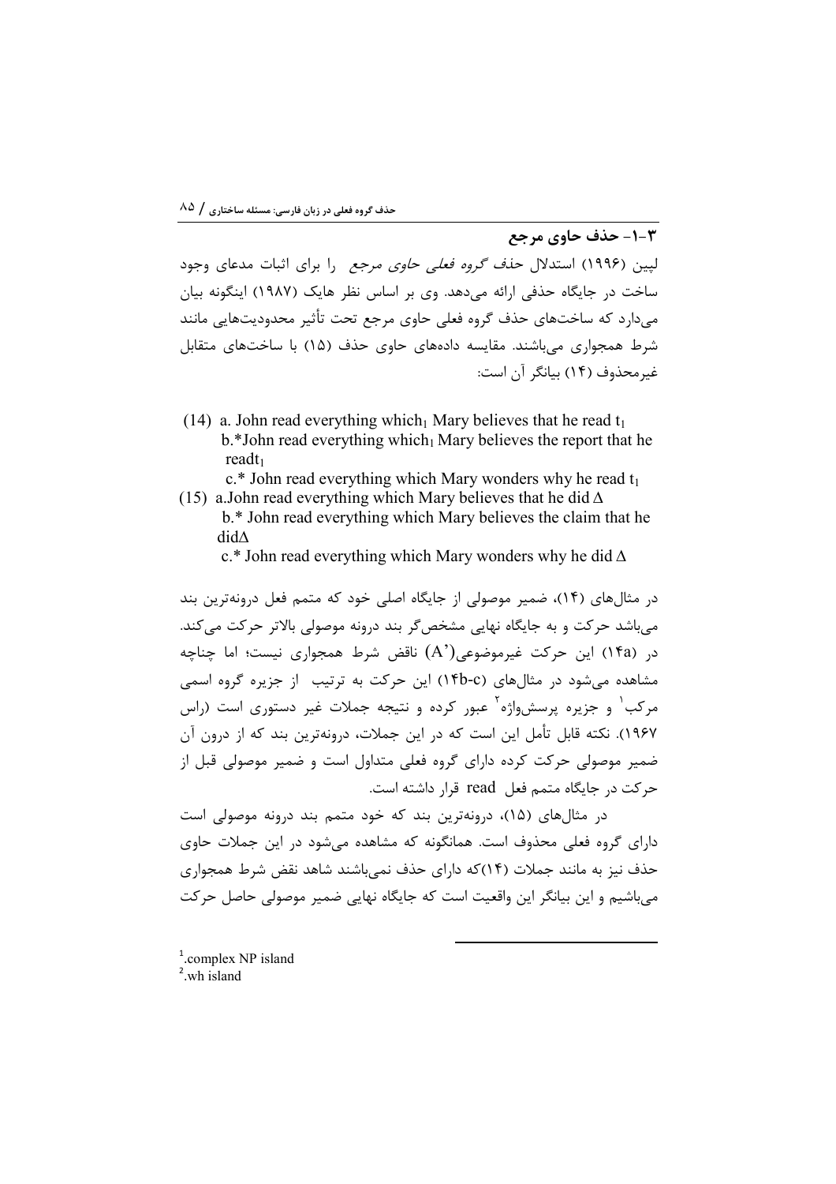### ۳-۱- حذف حاوی مرجع

لپین (۱۹۹۶) استدلال *حذف گروه فعلی حاوی مرجع* را برای اثبات مدعای وجود ساخت در جایگاه حذفی ارائه می‌دهد. وی بر اساس نظر هایک (۱۹۸۷) اینگونه بیان می‌دارد که ساخت‌های حذف گروه فعلی حاوی مرجع تحت تأثیر محدودیت‌هایی مانند شرط همجواری می‌باشند. مقایسه داده‌های حاوی حذف (۱۵) با ساخت‌های متقابل غیرمحذوف (۱۴) بیانگر آن است:

(14) a. John read everything which$_1$ Mary believes that he read $t_1$
 b.*John read everything which$_1$ Mary believes the report that he readt$_1$
 c.* John read everything which Mary wonders why he read $t_1$

(15) a.John read everything which Mary believes that he did $\Delta$
 b.* John read everything which Mary believes the claim that he did$\Delta$
 c.* John read everything which Mary wonders why he did $\Delta$

در مثال‌های (۱۴)، ضمیر موصولی از جایگاه اصلی خود که متمم فعل درونه‌ترین بند می‌باشد حرکت و به جایگاه نهایی مشخص‌گر بند درونه موصولی بالاتر حرکت می‌کند. در (14a) این حرکت غیرموضوعی(A') ناقض شرط همجواری نیست؛ اما چناچه مشاهده می‌شود در مثال‌های (14b-c) این حرکت به ترتیب از جزیره گروه اسمی مرکب[1] و جزیره پرسش‌واژه[2] عبور کرده و نتیجه جملات غیر دستوری است (راس ۱۹۶۷). نکته قابل تأمل این است که در این جملات، درونه‌ترین بند که از درون آن ضمیر موصولی حرکت کرده دارای گروه فعلی متداول است و ضمیر موصولی قبل از حرکت در جایگاه متمم فعل read قرار داشته است.

در مثال‌های (۱۵)، درونه‌ترین بند که خود متمم بند درونه موصولی است دارای گروه فعلی محذوف است. همانگونه که مشاهده می‌شود در این جملات حاوی حذف نیز به مانند جملات (۱۴)که دارای حذف نمی‌باشند شاهد نقض شرط همجواری می‌باشیم و این بیانگر این واقعیت است که جایگاه نهایی ضمیر موصولی حاصل حرکت

---

[1].complex NP island
[2].wh island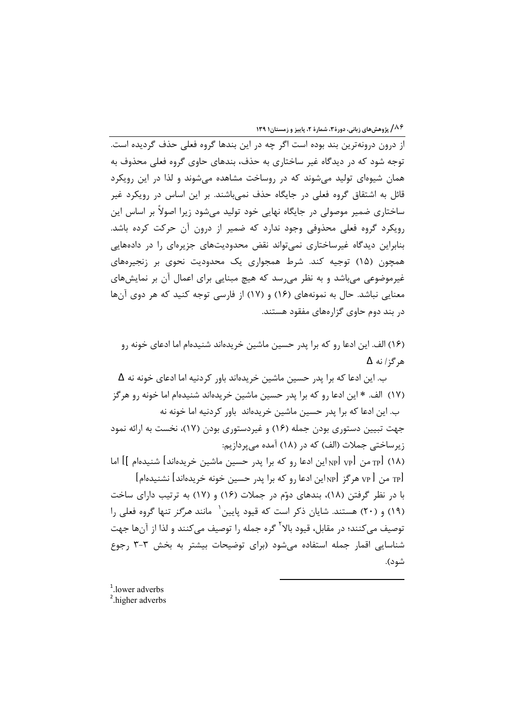از درون درونه‌ترین بند بوده است اگر چه در این بندها گروه فعلی حذف گردیده است. توجه شود که در دیدگاه غیر ساختاری به حذف، بندهای حاوی گروه فعلی محذوف به همان شیوه‌ای تولید می‌شوند که در روساخت مشاهده می‌شوند و لذا در این رویکرد قائل به اشتقاق گروه فعلی در جایگاه حذف نمی‌باشند. بر این اساس در رویکرد غیر ساختاری ضمیر موصولی در جایگاه نهایی خود تولید می‌شود زیرا اصولاً بر اساس این رویکرد گروه فعلی محذوفی وجود ندارد که ضمیر از درون آن حرکت کرده باشد. بنابراین دیدگاه غیرساختاری نمی‌تواند نقض محدودیت‌های جزیره‌ای را در داده‌هایی همچون (۱۵) توجیه کند. شرط همجواری یک محدودیت نحوی بر زنجیره‌های غیرموضوعی می‌باشد و به نظر می‌رسد که هیچ مبنایی برای اعمال آن بر نمایش‌های معنایی نباشد. حال به نمونه‌های (۱۶) و (۱۷) از فارسی توجه کنید که هر دوی آن‌ها در بند دوم حاوی گزاره‌های مفقود هستند.

(۱۶) الف. این ادعا رو که برا پدر حسین ماشین خریده‌اند شنیده‌ام اما ادعای خونه رو هرگز/ نه Δ

ب. این ادعا که برا پدر حسین ماشین خریده‌اند باور کردنیه اما ادعای خونه نه Δ

(۱۷) الف. * این ادعا رو که برا پدر حسین ماشین خریده‌اند شنیده‌ام اما خونه رو هرگز

ب. این ادعا که برا پدر حسین ماشین خریده‌اند باور کردنیه اما خونه نه

جهت تبیین دستوری بودن جمله (۱۶) و غیردستوری بودن (۱۷)، نخست به ارائه نمود زیرساختی جملات (الف) که در (۱۸) آمده می‌پردازیم:

(۱۸) [$_{TP}$ من [$_{VP}$ [$_{NP}$این ادعا رو که برا پدر حسین ماشین خریده‌اند] شنیده‌ام ]] اما [$_{TP}$ من [ $_{VP}$ هرگز [$_{NP}$این ادعا رو که برا پدر حسین خونه خریده‌اند] نشنیده‌ام]

با در نظر گرفتن (۱۸)، بندهای دوّم در جملات (۱۶) و (۱۷) به ترتیب دارای ساخت (۱۹) و (۲۰) هستند. شایان ذکر است که قیود پایین[1] مانند هرگز تنها گروه فعلی را توصیف می‌کنند؛ در مقابل، قیود بالا[2] گره جمله را توصیف می‌کنند و لذا از آن‌ها جهت شناسایی اقمار جمله استفاده می‌شود (برای توضیحات بیشتر به بخش ۳-۳ رجوع شود).

---

[1] lower adverbs

[2] higher adverbs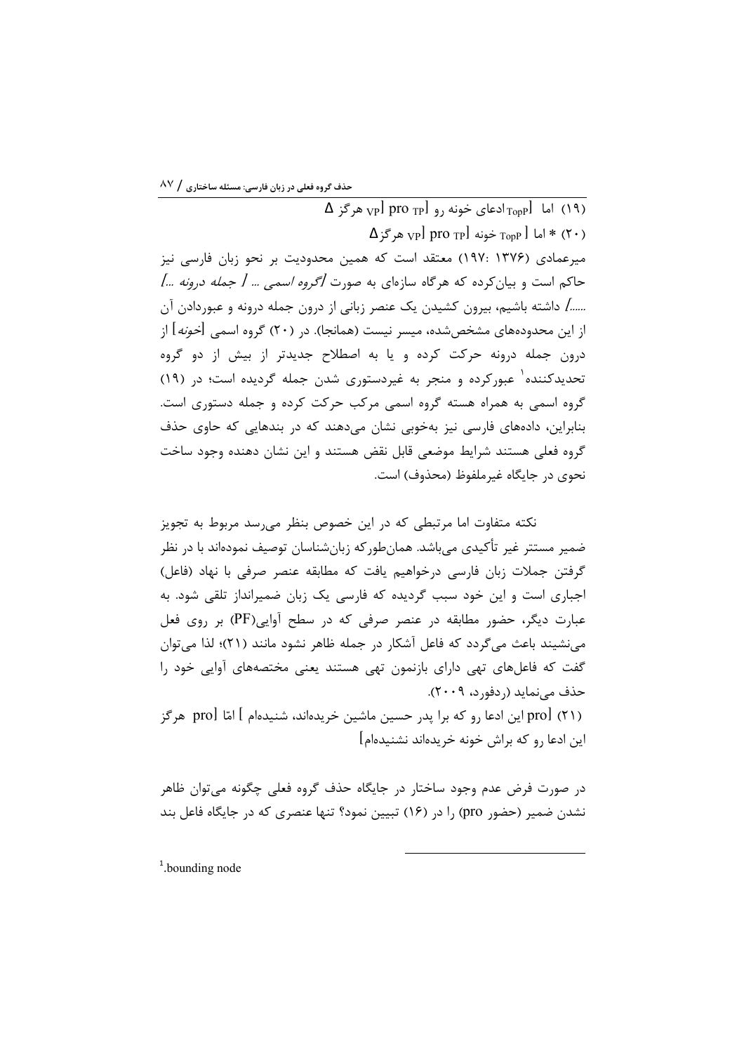(۱۹) اما [$_{\text{TopP}}$ادعای خونه رو [$_{\text{TP}}$ pro [$_{\text{VP}}$ هرگز Δ

(۲۰) * اما [ $_{\text{TopP}}$ خونه [$_{\text{TP}}$ pro [$_{\text{VP}}$ هرگزΔ

میرعمادی (۱۳۷۶ :۱۹۷) معتقد است که همین محدودیت بر نحو زبان فارسی نیز حاکم است و بیان‌کرده که هرگاه سازه‌ای به صورت *[گروه اسمی ... [ جمله درونه ...]* ......] داشته باشیم، بیرون کشیدن یک عنصر زبانی از درون جمله درونه و عبوردادن آن از این محدوده‌های مشخص‌شده، میسر نیست (همانجا). در (۲۰) گروه اسمی [*خونه*] از درون جمله درونه حرکت کرده و یا به اصطلاح جدیدتر از بیش از دو گروه تحدیدکننده[1] عبورکرده و منجر به غیردستوری شدن جمله گردیده است؛ در (۱۹) گروه اسمی به همراه هسته گروه اسمی مرکب حرکت کرده و جمله دستوری است. بنابراین، داده‌های فارسی نیز به‌خوبی نشان می‌دهند که در بندهایی که حاوی حذف گروه فعلی هستند شرایط موضعی قابل نقض هستند و این نشان دهنده وجود ساخت نحوی در جایگاه غیرملفوظ (محذوف) است.

نکته متفاوت اما مرتبطی که در این خصوص بنظر می‌رسد مربوط به تجویز ضمیر مستتر غیر تأکیدی می‌باشد. همان‌طورکه زبان‌شناسان توصیف نموده‌اند با در نظر گرفتن جملات زبان فارسی درخواهیم یافت که مطابقه عنصر صرفی با نهاد (فاعل) اجباری است و این خود سبب گردیده که فارسی یک زبان ضمیرانداز تلقی شود. به عبارت دیگر، حضور مطابقه در عنصر صرفی که در سطح آوایی(PF) بر روی فعل می‌نشیند باعث می‌گردد که فاعل آشکار در جمله ظاهر نشود مانند (۲۱)؛ لذا می‌توان گفت که فاعل‌های تهی دارای بازنمون تهی هستند یعنی مختصه‌های آوایی خود را حذف می‌نماید (ردفورد، ۲۰۰۹).

(۲۱) [pro این ادعا رو که برا پدر حسین ماشین خریده‌اند، شنیده‌ام ] امّا [pro هرگز این ادعا رو که براش خونه خریده‌اند نشنیده‌ام]

در صورت فرض عدم وجود ساختار در جایگاه حذف گروه فعلی چگونه می‌توان ظاهر نشدن ضمیر (حضور pro) را در (۱۶) تبیین نمود؟ تنها عنصری که در جایگاه فاعل بند

---

[1] .bounding node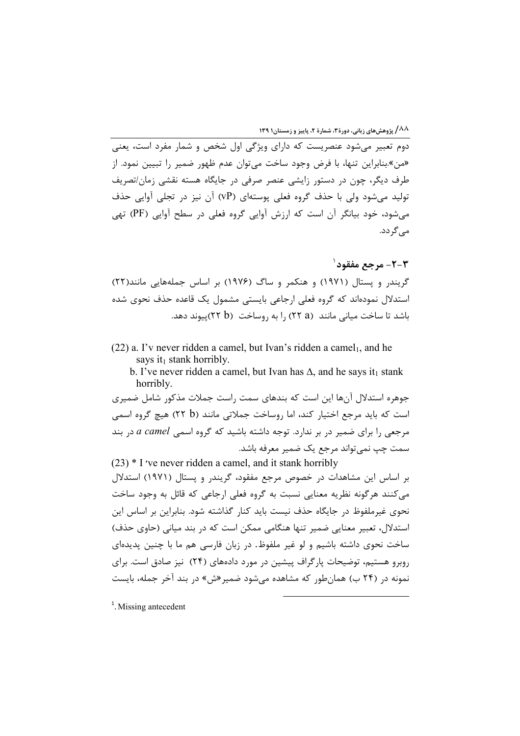دوم تعبیر می‌شود عنصریست که دارای ویژگی اول شخص و شمار مفرد است، یعنی «من».بنابراین تنها، با فرض وجود ساخت می‌توان عدم ظهور ضمیر را تبیین نمود. از طرف دیگر، چون در دستور زایشی عنصر صرفی در جایگاه هسته نقشی زمان/تصریف تولید می‌شود ولی با حذف گروه فعلی پوسته‌ای (vP) آن نیز در تجلی آوایی حذف می‌شود، خود بیانگر آن است که ارزش آوایی گروه فعلی در سطح آوایی (PF) تهی می‌گردد.

## ۳-۲- مرجع مفقود[1]

گریندر و پستال (۱۹۷۱) و هنکمر و ساگ (۱۹۷۶) بر اساس جمله‌هایی مانند(۲۲) استدلال نموده‌اند که گروه فعلی ارجاعی بایستی مشمول یک قاعده حذف نحوی شده باشد تا ساخت میانی مانند (a ۲۲) را به روساخت (b ۲۲)پیوند دهد.

(22) a. I'v never ridden a camel, but Ivan's ridden a camel$_1$, and he says it$_1$ stank horribly.

b. I've never ridden a camel, but Ivan has $\Delta$, and he says it$_1$ stank horribly.

جوهره استدلال آن‌ها این است که بندهای سمت راست جملات مذکور شامل ضمیری است که باید مرجع اختیار کند، اما روساخت جملاتی مانند (b ۲۲) هیچ گروه اسمی مرجعی را برای ضمیر در بر ندارد. توجه داشته باشید که گروه اسمی *a camel* در بند سمت چپ نمی‌تواند مرجع یک ضمیر معرفه باشد.

(23) * I 've never ridden a camel, and it stank horribly

بر اساس این مشاهدات در خصوص مرجع مفقود، گریندر و پستال (۱۹۷۱) استدلال می‌کنند هرگونه نظریه معنایی نسبت به گروه فعلی ارجاعی که قائل به وجود ساخت نحوی غیرملفوظ در جایگاه حذف نیست باید کنار گذاشته شود. بنابراین بر اساس این استدلال، تعبیر معنایی ضمیر تنها هنگامی ممکن است که در بند میانی (حاوی حذف) ساخت نحوی داشته باشیم و لو غیر ملفوظ. در زبان فارسی هم ما با چنین پدیده‌ای روبرو هستیم، توضیحات پارگراف پیشین در مورد داده‌های (۲۴) نیز صادق است. برای نمونه در (۲۴ ب) همان‌طور که مشاهده می‌شود ضمیر«ش» در بند آخر جمله، بایست

---

[1]. Missing antecedent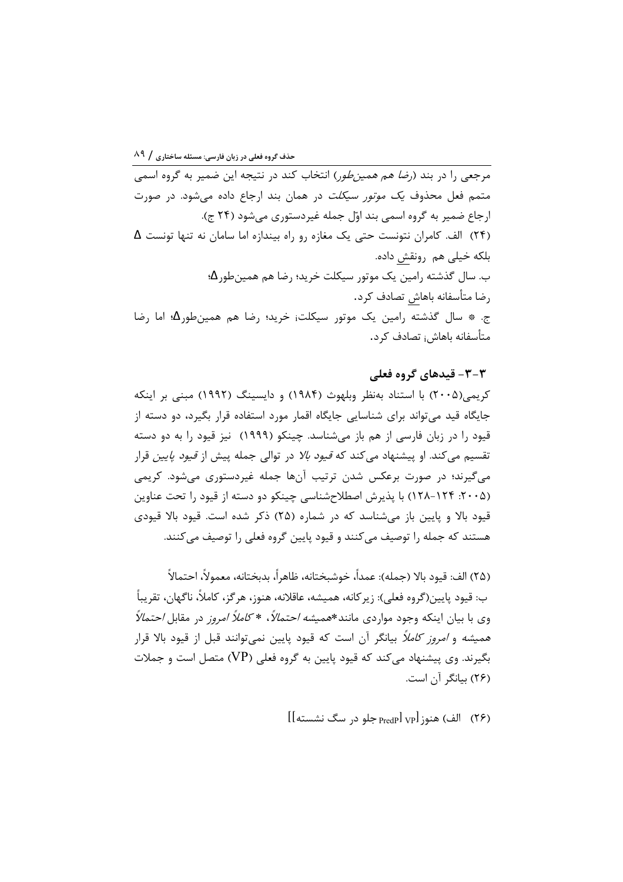مرجعی را در بند (*رضا هم همین‌طور*) انتخاب کند در نتیجه این ضمیر به گروه اسمی متمم فعل محذوف یک *موتور سیکلت* در همان بند ارجاع داده می‌شود. در صورت ارجاع ضمیر به گروه اسمی بند اوّل جمله غیردستوری می‌شود (۲۴ ج).

(۲۴) الف. کامران نتونست حتی یک مغازه رو راه بیندازه اما سامان نه تنها تونست Δ بلکه خیلی هم رونقش داده.

ب. سال گذشته رامین یک موتور سیکلت خرید؛ رضا هم همین‌طورΔ؛ رضا متأسفانه باهاش تصادف کرد.

ج. * سال گذشته رامین یک موتور سیکلت$_i$ خرید؛ رضا هم همین‌طورΔ؛ اما رضا متأسفانه باهاش$_i$ تصادف کرد.

## ۳-۳- قیدهای گروه فعلی

کریمی(۲۰۰۵) با استناد به‌نظر وبلهوث (۱۹۸۴) و دایسینگ (۱۹۹۲) مبنی بر اینکه جایگاه قید می‌تواند برای شناسایی جایگاه اقمار مورد استفاده قرار بگیرد، دو دسته از قیود را در زبان فارسی از هم باز می‌شناسد. چینکو (۱۹۹۹) نیز قیود را به دو دسته تقسیم می‌کند. او پیشنهاد می‌کند که *قیود بالا* در توالی جمله پیش از *قیود پایین* قرار می‌گیرند؛ در صورت برعکس شدن ترتیب آن‌ها جمله غیردستوری می‌شود. کریمی (۲۰۰۵: ۱۲۴-۱۲۸) با پذیرش اصطلاح‌شناسی چینکو دو دسته از قیود را تحت عناوین قیود بالا و پایین باز می‌شناسد که در شماره (۲۵) ذکر شده است. قیود بالا قیودی هستند که جمله را توصیف می‌کنند و قیود پایین گروه فعلی را توصیف می‌کنند.

(۲۵) الف: قیود بالا (جمله): عمداً، خوشبختانه، ظاهراً، بدبختانه، معمولاً، احتمالاً

ب: قیود پایین(گروه فعلی): زیرکانه، همیشه، عاقلانه، هنوز، هرگز، کاملاً، ناگهان، تقریباً

وی با بیان اینکه وجود مواردی مانند*همیشه احتمالاً، * کاملاً امروز در مقابل احتمالاً همیشه و *امروز کاملاً* بیانگر آن است که قیود پایین نمی‌توانند قبل از قیود بالا قرار بگیرند. وی پیشنهاد می‌کند که قیود پایین به گروه فعلی (VP) متصل است و جملات (۲۶) بیانگر آن است.

(۲۶) الف) هنوز[$_{VP}$ [$_{PredP}$ جلو در سگ نشسته]]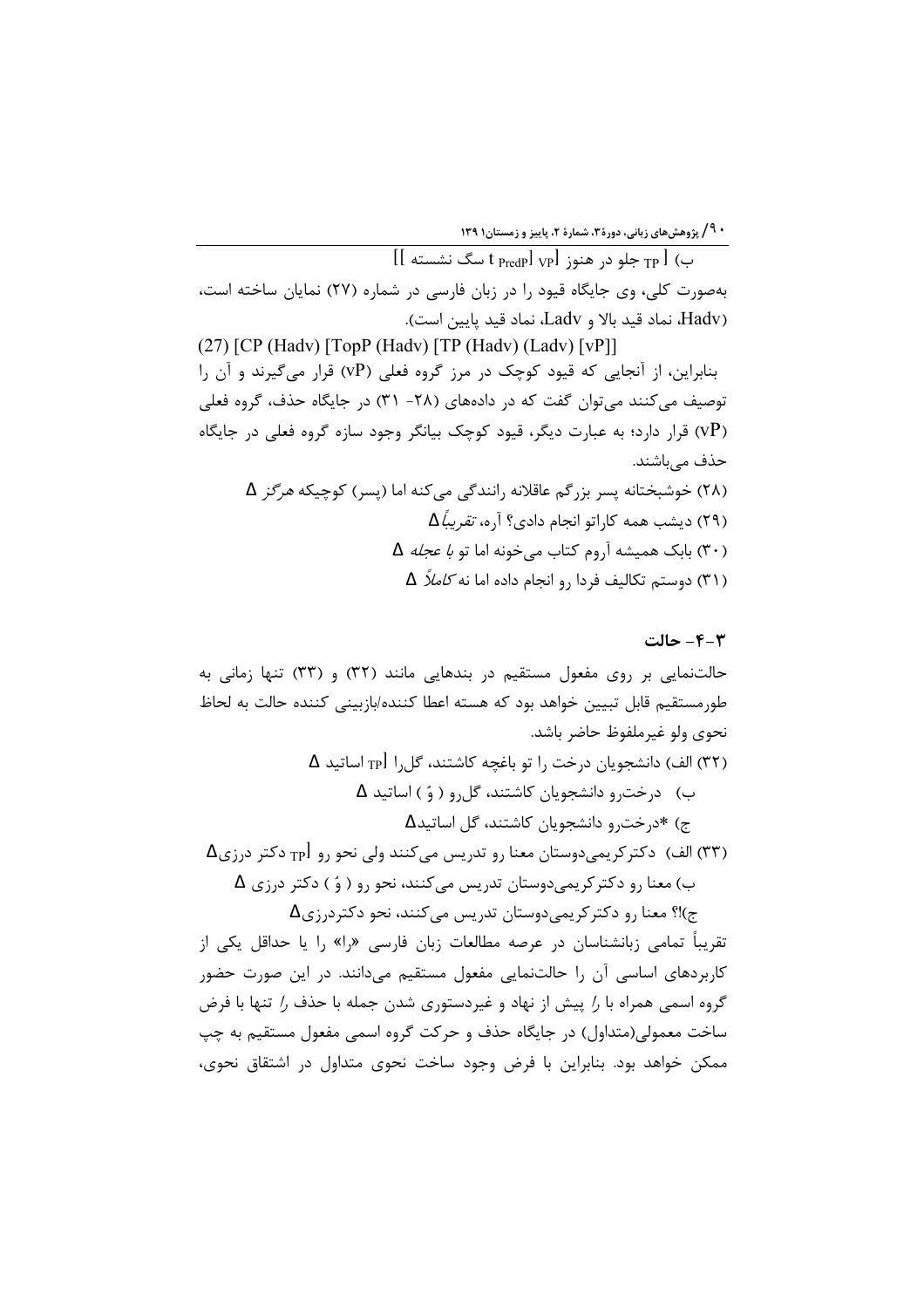ب) [TP جلو در هنوز [VP t PredP] سگ نشسته ]]

به‌صورت کلی، وی جایگاه قیود را در زبان فارسی در شماره (۲۷) نمایان ساخته است، (Hadv، نماد قید بالا و Ladv، نماد قید پایین است).

(27) [CP (Hadv) [TopP (Hadv) [TP (Hadv) (Ladv) [vP]]

بنابراین، از آنجایی که قیود کوچک در مرز گروه فعلی (vP) قرار می‌گیرند و آن را توصیف می‌کنند می‌توان گفت که در داده‌های (۲۸- ۳۱) در جایگاه حذف، گروه فعلی (vP) قرار دارد؛ به عبارت دیگر، قیود کوچک بیانگر وجود سازه گروه فعلی در جایگاه حذف می‌باشند.

(۲۸) خوشبختانه پسر بزرگم عاقلانه رانندگی می‌کنه اما (پسر) کوچیکه هرگز Δ

(۲۹) دیشب همه کاراتو انجام دادی؟ آره، *تقریباً* Δ

(۳۰) بابک همیشه آروم کتاب می‌خونه اما تو *با عجله* Δ

(۳۱) دوستم تکالیف فردا رو انجام داده اما نه *کاملاً* Δ

### ۳-۴- حالت

حالت‌نمایی بر روی مفعول مستقیم در بندهایی مانند (۳۲) و (۳۳) تنها زمانی به طورمستقیم قابل تبیین خواهد بود که هسته اعطا کننده/بازبینی کننده حالت به لحاظ نحوی ولو غیرملفوظ حاضر باشد.

(۳۲) الف) دانشجویان درخت را تو باغچه کاشتند، گل‌را [TP اساتید Δ

ب) درخت‌رو دانشجویان کاشتند، گل‌رو ( وَ ) اساتید Δ

ج) *درخت‌رو دانشجویان کاشتند، گل اساتیدΔ

(۳۳) الف) دکترکریمی‌دوستان معنا رو تدریس می‌کنند ولی نحو رو [TP دکتر درزیΔ

ب) معنا رو دکترکریمی‌دوستان تدریس می‌کنند، نحو رو ( وَ ) دکتر درزی Δ

ج)!؟ معنا رو دکترکریمی‌دوستان تدریس می‌کنند، نحو دکتردرزیΔ

تقریباً تمامی زبانشناسان در عرصه مطالعات زبان فارسی «را» را یا حداقل یکی از کاربردهای اساسی آن را حالت‌نمایی مفعول مستقیم می‌دانند. در این صورت حضور گروه اسمی همراه با *را* پیش از نهاد و غیردستوری شدن جمله با حذف *را* تنها با فرض ساخت معمولی(متداول) در جایگاه حذف و حرکت گروه اسمی مفعول مستقیم به چپ ممکن خواهد بود. بنابراین با فرض وجود ساخت نحوی متداول در اشتقاق نحوی،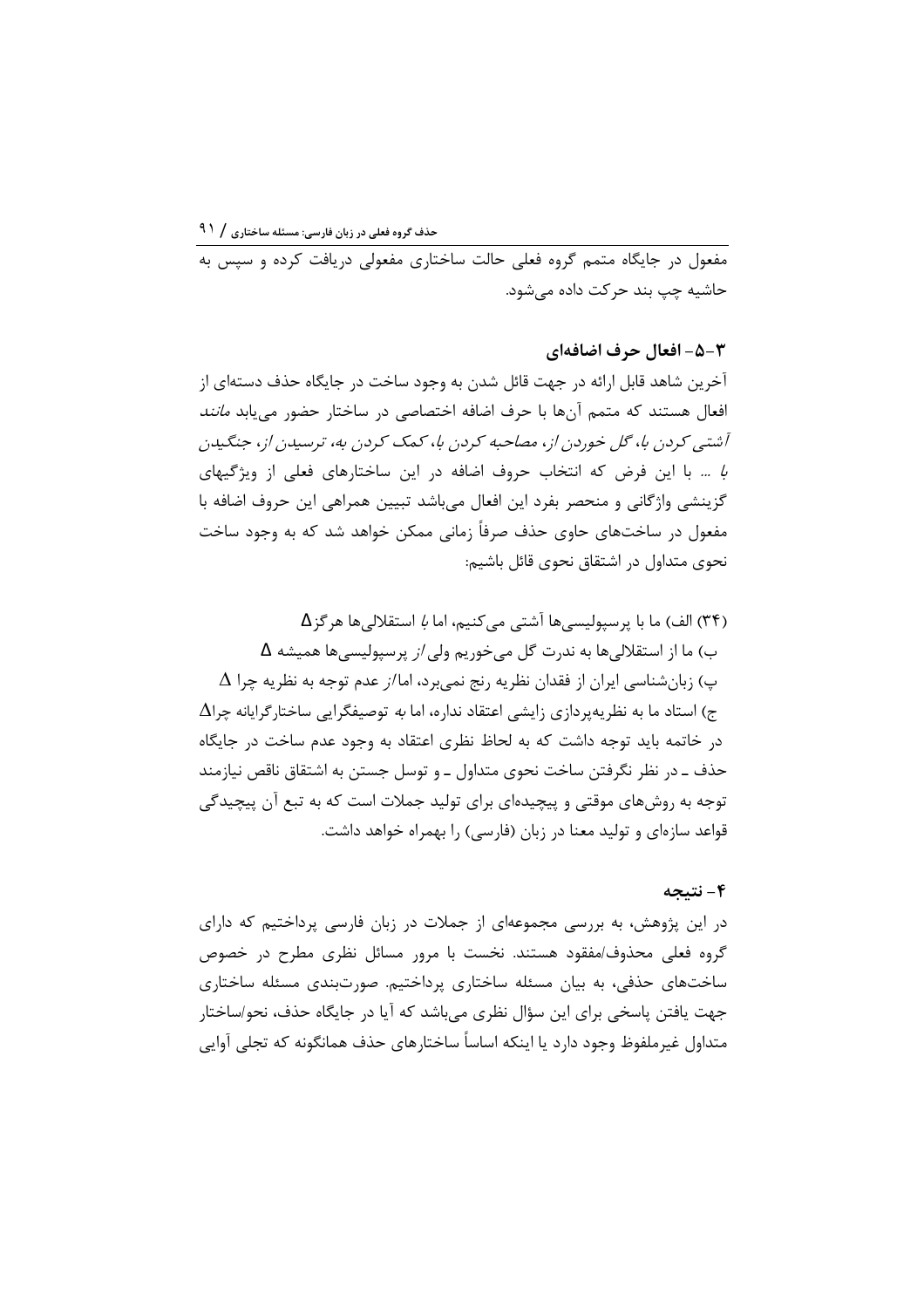مفعول در جایگاه متمم گروه فعلی حالت ساختاری مفعولی دریافت کرده و سپس به حاشیه چپ بند حرکت داده می‌شود.

### ۳-۵- افعال حرف اضافه‌ای

آخرین شاهد قابل ارائه در جهت قائل شدن به وجود ساخت در جایگاه حذف دسته‌ای از افعال هستند که متمم آن‌ها با حرف اضافه اختصاصی در ساختار حضور می‌یابد *مانند آشتی کردن با، گل خوردن از، مصاحبه کردن با، کمک کردن به، ترسیدن از، جنگیدن با* ... با این فرض که انتخاب حروف اضافه در این ساختارهای فعلی از ویژگیهای گزینشی واژگانی و منحصر بفرد این افعال می‌باشد تبیین همراهی این حروف اضافه با مفعول در ساخت‌های حاوی حذف صرفاً زمانی ممکن خواهد شد که به وجود ساخت نحوی متداول در اشتقاق نحوی قائل باشیم:

(۳۴) الف) ما با پرسپولیسی‌ها آشتی می‌کنیم، اما *با* استقلالی‌ها هرگز$\Delta$

ب) ما از استقلالی‌ها به ندرت گل می‌خوریم ولی *از* پرسپولیسی‌ها همیشه $\Delta$

پ) زبان‌شناسی ایران از فقدان نظریه رنج نمی‌برد، اما *از* عدم توجه به نظریه چرا $\Delta$

ج) استاد ما به نظریه‌پردازی زایشی اعتقاد نداره، اما *به* توصیفگرایی ساختارگرایانه چرا$\Delta$

در خاتمه باید توجه داشت که به لحاظ نظری اعتقاد به وجود عدم ساخت در جایگاه حذف ـ در نظر نگرفتن ساخت نحوی متداول ـ و توسل جستن به اشتقاق ناقص نیازمند توجه به روش‌های موقتی و پیچیده‌ای برای تولید جملات است که به تبع آن پیچیدگی قواعد سازه‌ای و تولید معنا در زبان (فارسی) را بهمراه خواهد داشت.

## ۴- نتیجه

در این پژوهش، به بررسی مجموعه‌ای از جملات در زبان فارسی پرداختیم که دارای گروه فعلی محذوف/مفقود هستند. نخست با مرور مسائل نظری مطرح در خصوص ساخت‌های حذفی، به بیان مسئله ساختاری پرداختیم. صورت‌بندی مسئله ساختاری جهت یافتن پاسخی برای این سؤال نظری می‌باشد که آیا در جایگاه حذف، نحو/ساختار متداول غیرملفوظ وجود دارد یا اینکه اساساً ساختارهای حذف همانگونه که تجلی آوایی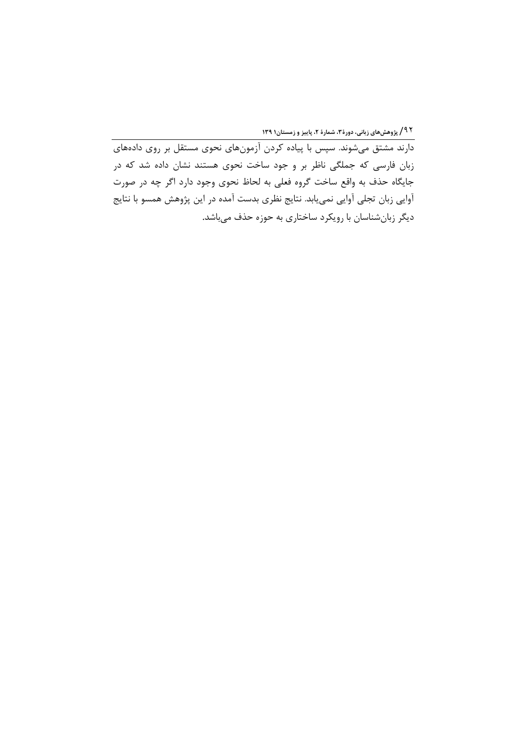دارند مشتق می‌شوند. سپس با پیاده کردن آزمون‌های نحوی مستقل بر روی داده‌های زبان فارسی که جملگی ناظر بر و جود ساخت نحوی هستند نشان داده شد که در جایگاه حذف به واقع ساخت گروه فعلی به لحاظ نحوی وجود دارد اگر چه در صورت آوایی زبان تجلی آوایی نمی‌یابد. نتایج نظری بدست آمده در این پژوهش همسو با نتایج دیگر زبان‌شناسان با رویکرد ساختاری به حوزه حذف می‌باشد.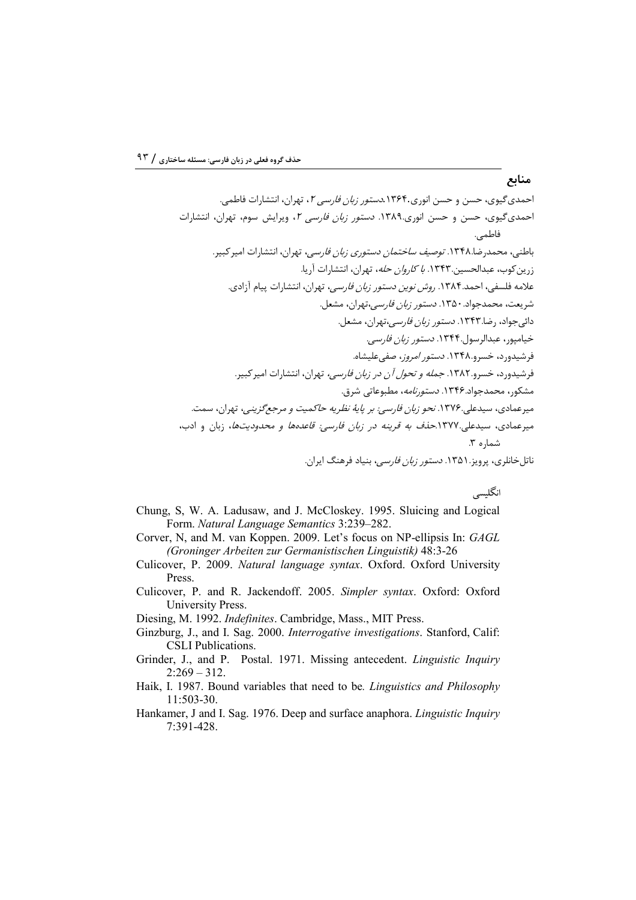## منابع

احمدی‌گیوی، حسن و حسن انوری.۱۳۶۴.*دستور زبان فارسی ۲*، تهران، انتشارات فاطمی.

احمدی‌گیوی، حسن و حسن انوری.۱۳۸۹. *دستور زبان فارسی ۲*، ویرایش سوم، تهران، انتشارات فاطمی.

باطنی، محمدرضا.۱۳۴۸. *توصیف ساختمان دستوری زبان فارسی*، تهران، انتشارات امیرکبیر.

زرین‌کوب، عبدالحسین.۱۳۴۳. *با کاروان حله*، تهران، انتشارات آریا.

علامه فلسفی، احمد.۱۳۸۴. *روش نوین دستور زبان فارسی*، تهران، انتشارات پیام آزادی.

شریعت، محمدجواد. ۱۳۵۰. *دستور زبان فارسی*،تهران، مشعل.

دائی‌جواد، رضا.۱۳۴۳. *دستور زبان فارسی*،تهران، مشعل.

خیامپور، عبدالرسول.۱۳۴۴. *دستور زبان فارسی*.

فرشیدورد، خسرو.۱۳۴۸. *دستور امروز*، صفی‌علیشاه.

فرشیدورد، خسرو.۱۳۸۲. *جمله و تحول آن در زبان فارسی*، تهران، انتشارات امیرکبیر.

مشکور، محمدجواد.۱۳۴۶. *دستورنامه*، مطبوعاتی شرق.

میرعمادی، سیدعلی.۱۳۷۶. *نحو زبان فارسی: بر پایهٔ نظریه حاکمیت و مرجع‌گزینی*، تهران، سمت.

میرعمادی، سیدعلی.۱۳۷۷.*حذف به قرینه در زبان فارسی: قاعده‌ها و محدودیت‌ها*، زبان و ادب، شماره ۳.

ناتل‌خانلری، پرویز.۱۳۵۱. *دستور زبان فارسی*، بنیاد فرهنگ ایران.

انگلیسی

Chung, S, W. A. Ladusaw, and J. McCloskey. 1995. Sluicing and Logical Form. *Natural Language Semantics* 3:239–282.

Corver, N, and M. van Koppen. 2009. Let's focus on NP-ellipsis In: *GAGL (Groninger Arbeiten zur Germanistischen Linguistik)* 48:3-26

Culicover, P. 2009. *Natural language syntax*. Oxford. Oxford University Press.

Culicover, P. and R. Jackendoff. 2005. *Simpler syntax*. Oxford: Oxford University Press.

Diesing, M. 1992. *Indefinites*. Cambridge, Mass., MIT Press.

Ginzburg, J., and I. Sag. 2000. *Interrogative investigations*. Stanford, Calif: CSLI Publications.

Grinder, J., and P. Postal. 1971. Missing antecedent. *Linguistic Inquiry* 2:269 – 312.

Haik, I. 1987. Bound variables that need to be*. Linguistics and Philosophy* 11:503-30.

Hankamer, J and I. Sag. 1976. Deep and surface anaphora. *Linguistic Inquiry* 7:391-428.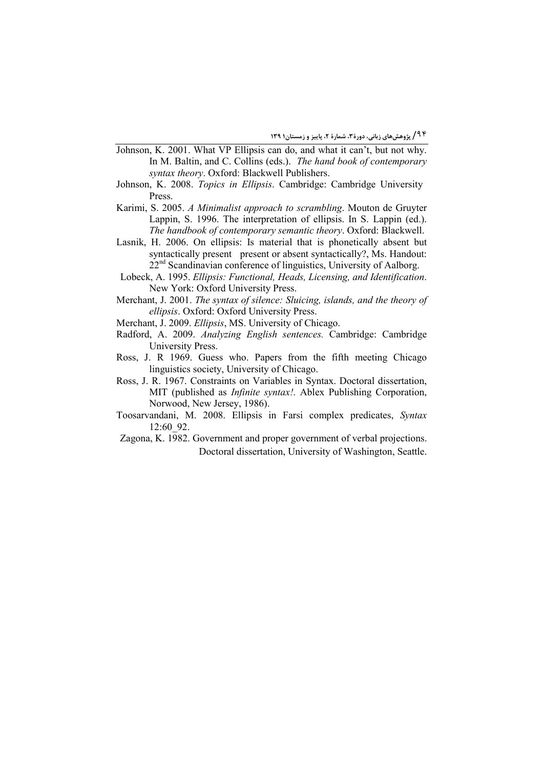Johnson, K. 2001. What VP Ellipsis can do, and what it can't, but not why. In M. Baltin, and C. Collins (eds.). *The hand book of contemporary syntax theory*. Oxford: Blackwell Publishers.

Johnson, K. 2008. *Topics in Ellipsis*. Cambridge: Cambridge University Press.

Karimi, S. 2005. *A Minimalist approach to scrambling*. Mouton de Gruyter Lappin, S. 1996. The interpretation of ellipsis. In S. Lappin (ed.). *The handbook of contemporary semantic theory*. Oxford: Blackwell.

Lasnik, H. 2006. On ellipsis: Is material that is phonetically absent but syntactically present present or absent syntactically?, Ms. Handout: 22nd Scandinavian conference of linguistics, University of Aalborg.

Lobeck, A. 1995. *Ellipsis: Functional, Heads, Licensing, and Identification*. New York: Oxford University Press.

Merchant, J. 2001. *The syntax of silence: Sluicing, islands, and the theory of ellipsis*. Oxford: Oxford University Press.

Merchant, J. 2009. *Ellipsis*, MS. University of Chicago.

Radford, A. 2009. *Analyzing English sentences.* Cambridge: Cambridge University Press.

Ross, J. R 1969. Guess who. Papers from the fifth meeting Chicago linguistics society, University of Chicago.

Ross, J. R. 1967. Constraints on Variables in Syntax. Doctoral dissertation, MIT (published as *Infinite syntax!*. Ablex Publishing Corporation, Norwood, New Jersey, 1986).

Toosarvandani, M. 2008. Ellipsis in Farsi complex predicates, *Syntax* 12:60_92.

Zagona, K. 1982. Government and proper government of verbal projections. Doctoral dissertation, University of Washington, Seattle.